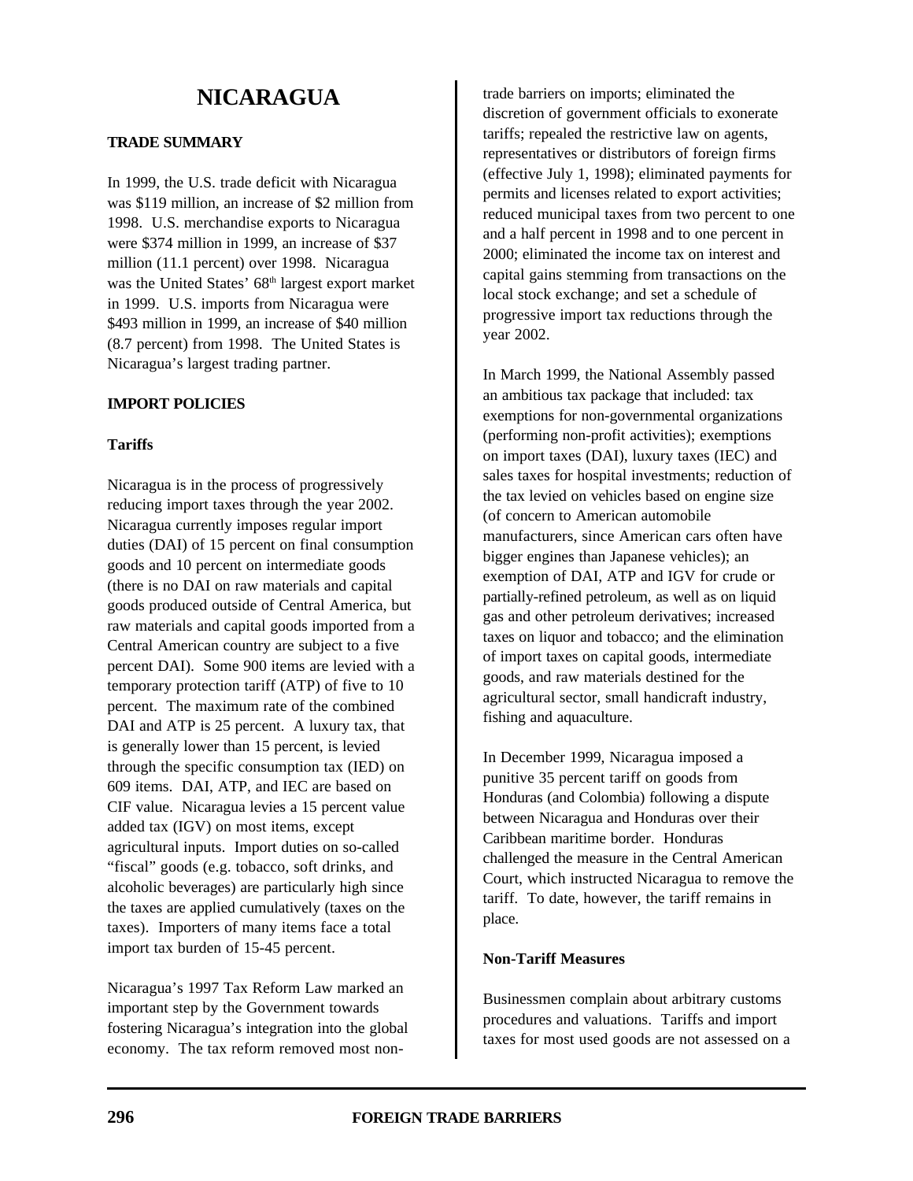# NICARAGUA

## TRADE SUMMARY

In 1999, the U.S. trade deficit with Nicaragua was $119 million, an increase of $2 million from 1998. U.S. merchandise exports to Nicaragua were $374 million in 1999, an increase of $37 million (11.1 percent) over 1998. Nicaragua was the United States' 68th largest export market in 1999. U.S. imports from Nicaragua were $493 million in 1999, an increase of $40 million (8.7 percent) from 1998. The United States is Nicaragua's largest trading partner.

## IMPORT POLICIES

### Tariffs

Nicaragua is in the process of progressively reducing import taxes through the year 2002. Nicaragua currently imposes regular import duties (DAI) of 15 percent on final consumption goods and 10 percent on intermediate goods (there is no DAI on raw materials and capital goods produced outside of Central America, but raw materials and capital goods imported from a Central American country are subject to a five percent DAI). Some 900 items are levied with a temporary protection tariff (ATP) of five to 10 percent. The maximum rate of the combined DAI and ATP is 25 percent. A luxury tax, that is generally lower than 15 percent, is levied through the specific consumption tax (IED) on 609 items. DAI, ATP, and IEC are based on CIF value. Nicaragua levies a 15 percent value added tax (IGV) on most items, except agricultural inputs. Import duties on so-called "fiscal" goods (e.g. tobacco, soft drinks, and alcoholic beverages) are particularly high since the taxes are applied cumulatively (taxes on the taxes). Importers of many items face a total import tax burden of 15-45 percent.

Nicaragua's 1997 Tax Reform Law marked an important step by the Government towards fostering Nicaragua's integration into the global economy. The tax reform removed most non-trade barriers on imports; eliminated the discretion of government officials to exonerate tariffs; repealed the restrictive law on agents, representatives or distributors of foreign firms (effective July 1, 1998); eliminated payments for permits and licenses related to export activities; reduced municipal taxes from two percent to one and a half percent in 1998 and to one percent in 2000; eliminated the income tax on interest and capital gains stemming from transactions on the local stock exchange; and set a schedule of progressive import tax reductions through the year 2002.

In March 1999, the National Assembly passed an ambitious tax package that included: tax exemptions for non-governmental organizations (performing non-profit activities); exemptions on import taxes (DAI), luxury taxes (IEC) and sales taxes for hospital investments; reduction of the tax levied on vehicles based on engine size (of concern to American automobile manufacturers, since American cars often have bigger engines than Japanese vehicles); an exemption of DAI, ATP and IGV for crude or partially-refined petroleum, as well as on liquid gas and other petroleum derivatives; increased taxes on liquor and tobacco; and the elimination of import taxes on capital goods, intermediate goods, and raw materials destined for the agricultural sector, small handicraft industry, fishing and aquaculture.

In December 1999, Nicaragua imposed a punitive 35 percent tariff on goods from Honduras (and Colombia) following a dispute between Nicaragua and Honduras over their Caribbean maritime border. Honduras challenged the measure in the Central American Court, which instructed Nicaragua to remove the tariff. To date, however, the tariff remains in place.

### Non-Tariff Measures

Businessmen complain about arbitrary customs procedures and valuations. Tariffs and import taxes for most used goods are not assessed on a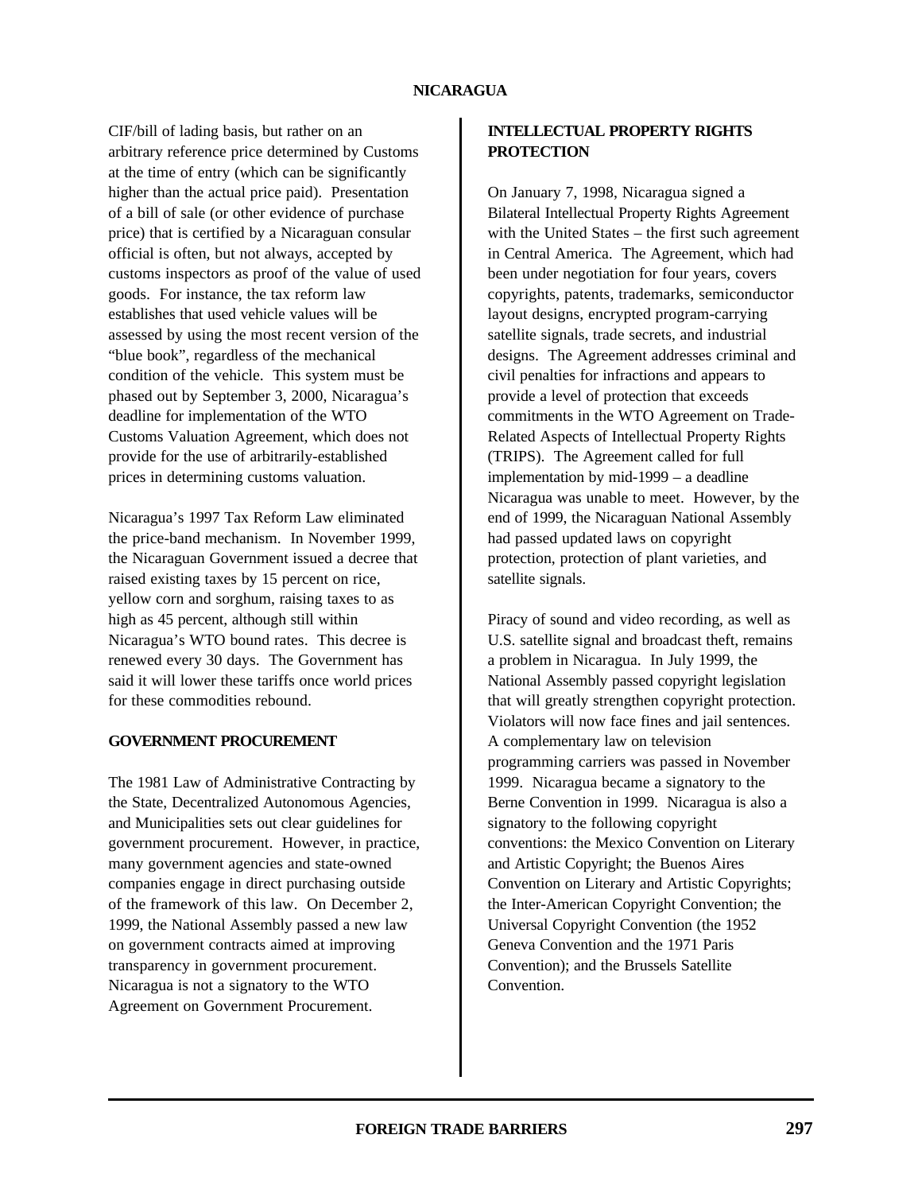CIF/bill of lading basis, but rather on an arbitrary reference price determined by Customs at the time of entry (which can be significantly higher than the actual price paid). Presentation of a bill of sale (or other evidence of purchase price) that is certified by a Nicaraguan consular official is often, but not always, accepted by customs inspectors as proof of the value of used goods. For instance, the tax reform law establishes that used vehicle values will be assessed by using the most recent version of the "blue book", regardless of the mechanical condition of the vehicle. This system must be phased out by September 3, 2000, Nicaragua's deadline for implementation of the WTO Customs Valuation Agreement, which does not provide for the use of arbitrarily-established prices in determining customs valuation.

Nicaragua's 1997 Tax Reform Law eliminated the price-band mechanism. In November 1999, the Nicaraguan Government issued a decree that raised existing taxes by 15 percent on rice, yellow corn and sorghum, raising taxes to as high as 45 percent, although still within Nicaragua's WTO bound rates. This decree is renewed every 30 days. The Government has said it will lower these tariffs once world prices for these commodities rebound.

## GOVERNMENT PROCUREMENT

The 1981 Law of Administrative Contracting by the State, Decentralized Autonomous Agencies, and Municipalities sets out clear guidelines for government procurement. However, in practice, many government agencies and state-owned companies engage in direct purchasing outside of the framework of this law. On December 2, 1999, the National Assembly passed a new law on government contracts aimed at improving transparency in government procurement. Nicaragua is not a signatory to the WTO Agreement on Government Procurement.

## INTELLECTUAL PROPERTY RIGHTS PROTECTION

On January 7, 1998, Nicaragua signed a Bilateral Intellectual Property Rights Agreement with the United States – the first such agreement in Central America. The Agreement, which had been under negotiation for four years, covers copyrights, patents, trademarks, semiconductor layout designs, encrypted program-carrying satellite signals, trade secrets, and industrial designs. The Agreement addresses criminal and civil penalties for infractions and appears to provide a level of protection that exceeds commitments in the WTO Agreement on Trade-Related Aspects of Intellectual Property Rights (TRIPS). The Agreement called for full implementation by mid-1999 – a deadline Nicaragua was unable to meet. However, by the end of 1999, the Nicaraguan National Assembly had passed updated laws on copyright protection, protection of plant varieties, and satellite signals.

Piracy of sound and video recording, as well as U.S. satellite signal and broadcast theft, remains a problem in Nicaragua. In July 1999, the National Assembly passed copyright legislation that will greatly strengthen copyright protection. Violators will now face fines and jail sentences. A complementary law on television programming carriers was passed in November 1999. Nicaragua became a signatory to the Berne Convention in 1999. Nicaragua is also a signatory to the following copyright conventions: the Mexico Convention on Literary and Artistic Copyright; the Buenos Aires Convention on Literary and Artistic Copyrights; the Inter-American Copyright Convention; the Universal Copyright Convention (the 1952 Geneva Convention and the 1971 Paris Convention); and the Brussels Satellite Convention.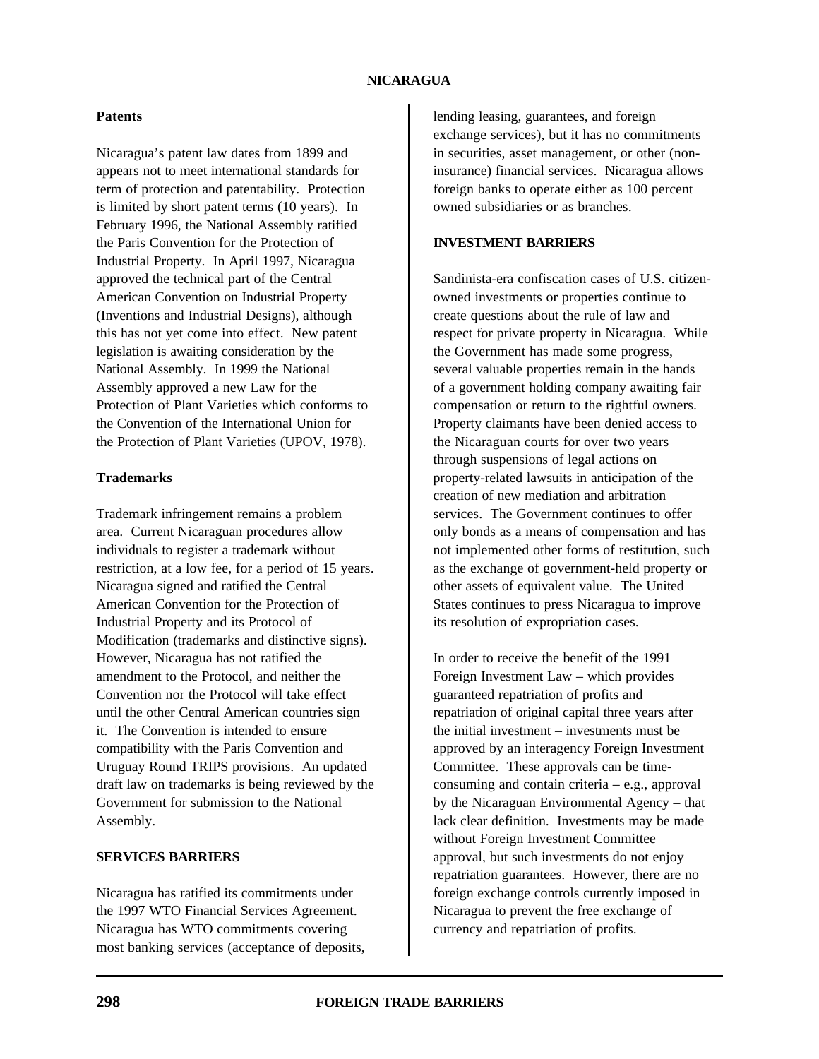### Patents

Nicaragua's patent law dates from 1899 and appears not to meet international standards for term of protection and patentability. Protection is limited by short patent terms (10 years). In February 1996, the National Assembly ratified the Paris Convention for the Protection of Industrial Property. In April 1997, Nicaragua approved the technical part of the Central American Convention on Industrial Property (Inventions and Industrial Designs), although this has not yet come into effect. New patent legislation is awaiting consideration by the National Assembly. In 1999 the National Assembly approved a new Law for the Protection of Plant Varieties which conforms to the Convention of the International Union for the Protection of Plant Varieties (UPOV, 1978).

### Trademarks

Trademark infringement remains a problem area. Current Nicaraguan procedures allow individuals to register a trademark without restriction, at a low fee, for a period of 15 years. Nicaragua signed and ratified the Central American Convention for the Protection of Industrial Property and its Protocol of Modification (trademarks and distinctive signs). However, Nicaragua has not ratified the amendment to the Protocol, and neither the Convention nor the Protocol will take effect until the other Central American countries sign it. The Convention is intended to ensure compatibility with the Paris Convention and Uruguay Round TRIPS provisions. An updated draft law on trademarks is being reviewed by the Government for submission to the National Assembly.

## SERVICES BARRIERS

Nicaragua has ratified its commitments under the 1997 WTO Financial Services Agreement. Nicaragua has WTO commitments covering most banking services (acceptance of deposits, lending leasing, guarantees, and foreign exchange services), but it has no commitments in securities, asset management, or other (non-insurance) financial services. Nicaragua allows foreign banks to operate either as 100 percent owned subsidiaries or as branches.

## INVESTMENT BARRIERS

Sandinista-era confiscation cases of U.S. citizen-owned investments or properties continue to create questions about the rule of law and respect for private property in Nicaragua. While the Government has made some progress, several valuable properties remain in the hands of a government holding company awaiting fair compensation or return to the rightful owners. Property claimants have been denied access to the Nicaraguan courts for over two years through suspensions of legal actions on property-related lawsuits in anticipation of the creation of new mediation and arbitration services. The Government continues to offer only bonds as a means of compensation and has not implemented other forms of restitution, such as the exchange of government-held property or other assets of equivalent value. The United States continues to press Nicaragua to improve its resolution of expropriation cases.

In order to receive the benefit of the 1991 Foreign Investment Law – which provides guaranteed repatriation of profits and repatriation of original capital three years after the initial investment – investments must be approved by an interagency Foreign Investment Committee. These approvals can be time-consuming and contain criteria – e.g., approval by the Nicaraguan Environmental Agency – that lack clear definition. Investments may be made without Foreign Investment Committee approval, but such investments do not enjoy repatriation guarantees. However, there are no foreign exchange controls currently imposed in Nicaragua to prevent the free exchange of currency and repatriation of profits.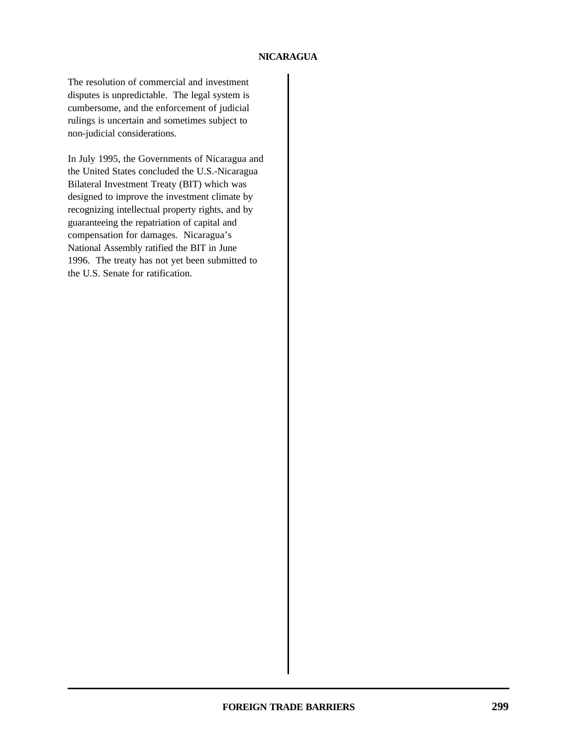The resolution of commercial and investment disputes is unpredictable. The legal system is cumbersome, and the enforcement of judicial rulings is uncertain and sometimes subject to non-judicial considerations.

In July 1995, the Governments of Nicaragua and the United States concluded the U.S.-Nicaragua Bilateral Investment Treaty (BIT) which was designed to improve the investment climate by recognizing intellectual property rights, and by guaranteeing the repatriation of capital and compensation for damages. Nicaragua's National Assembly ratified the BIT in June 1996. The treaty has not yet been submitted to the U.S. Senate for ratification.